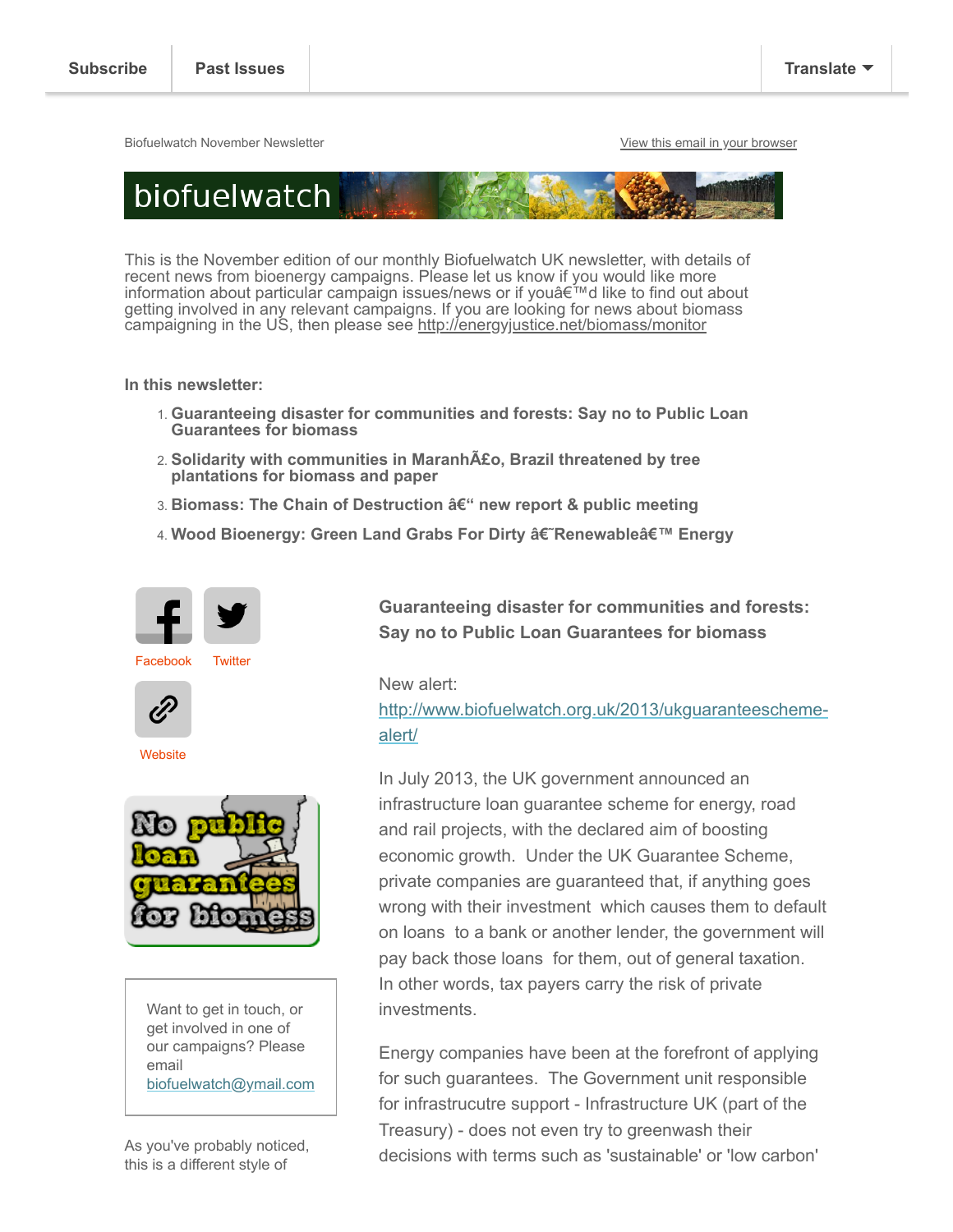Subscribe | Past Issues | Translate

Biofuelwatch November Newsletter

View this email in your browser

biofuelwatch

This is the November edition of our monthly Biofuelwatch UK newsletter, with details of recent news from bioenergy campaigns. Please let us know if you would like more information about particular campaign issues/news or if youâ€™d like to find out about getting involved in any relevant campaigns. If you are looking for news about biomass campaigning in the US, then please see http://energyjustice.net/biomass/monitor

**In this newsletter:**

1. **Guaranteeing disaster for communities and forests: Say no to Public Loan Guarantees for biomass**
2. **Solidarity with communities in MaranhÃ£o, Brazil threatened by tree plantations for biomass and paper**
3. **Biomass: The Chain of Destruction â€“ new report & public meeting**
4. **Wood Bioenergy: Green Land Grabs For Dirty â€˜Renewableâ€™ Energy**

Facebook Twitter

Website

No public loan guarantees for biomass

Want to get in touch, or get involved in one of our campaigns? Please email biofuelwatch@ymail.com

As you've probably noticed, this is a different style of

## Guaranteeing disaster for communities and forests: Say no to Public Loan Guarantees for biomass

New alert: http://www.biofuelwatch.org.uk/2013/ukguaranteescheme-alert/

In July 2013, the UK government announced an infrastructure loan guarantee scheme for energy, road and rail projects, with the declared aim of boosting economic growth. Under the UK Guarantee Scheme, private companies are guaranteed that, if anything goes wrong with their investment which causes them to default on loans to a bank or another lender, the government will pay back those loans for them, out of general taxation. In other words, tax payers carry the risk of private investments.

Energy companies have been at the forefront of applying for such guarantees. The Government unit responsible for infrastrucutre support - Infrastructure UK (part of the Treasury) - does not even try to greenwash their decisions with terms such as 'sustainable' or 'low carbon'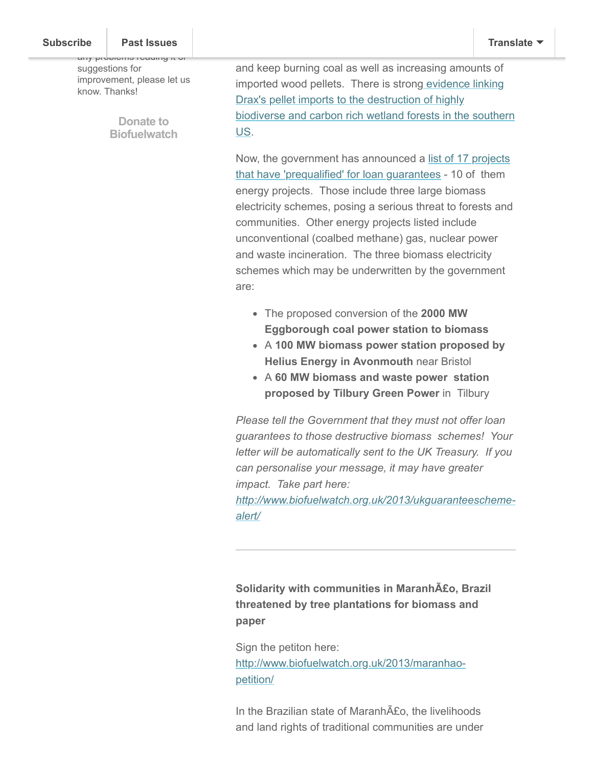any problems reading it or suggestions for improvement, please let us know. Thanks!

Donate to Biofuelwatch

and keep burning coal as well as increasing amounts of imported wood pellets. There is strong evidence linking Drax's pellet imports to the destruction of highly biodiverse and carbon rich wetland forests in the southern US.

Now, the government has announced a list of 17 projects that have 'prequalified' for loan guarantees - 10 of them energy projects. Those include three large biomass electricity schemes, posing a serious threat to forests and communities. Other energy projects listed include unconventional (coalbed methane) gas, nuclear power and waste incineration. The three biomass electricity schemes which may be underwritten by the government are:

- The proposed conversion of the **2000 MW Eggborough coal power station to biomass**
- A **100 MW biomass power station proposed by Helius Energy in Avonmouth** near Bristol
- A **60 MW biomass and waste power station proposed by Tilbury Green Power** in Tilbury

*Please tell the Government that they must not offer loan guarantees to those destructive biomass schemes! Your letter will be automatically sent to the UK Treasury. If you can personalise your message, it may have greater impact. Take part here: http://www.biofuelwatch.org.uk/2013/ukguaranteescheme-alert/*

---

**Solidarity with communities in MaranhÃ£o, Brazil threatened by tree plantations for biomass and paper**

Sign the petiton here: http://www.biofuelwatch.org.uk/2013/maranhao-petition/

In the Brazilian state of MaranhÃ£o, the livelihoods and land rights of traditional communities are under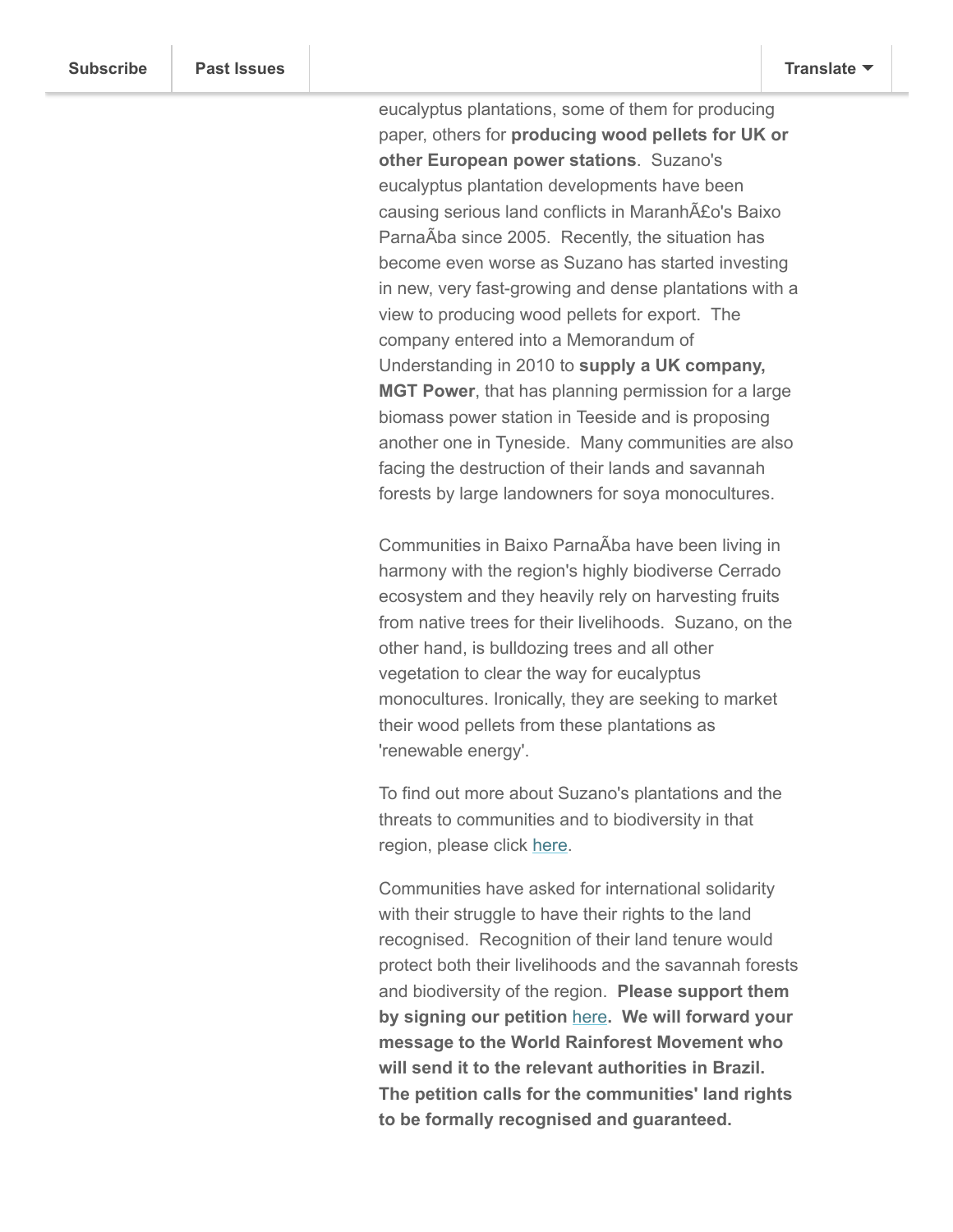eucalyptus plantations, some of them for producing paper, others for **producing wood pellets for UK or other European power stations**. Suzano's eucalyptus plantation developments have been causing serious land conflicts in MaranhÃ£o's Baixo ParnaÃba since 2005. Recently, the situation has become even worse as Suzano has started investing in new, very fast-growing and dense plantations with a view to producing wood pellets for export. The company entered into a Memorandum of Understanding in 2010 to **supply a UK company, MGT Power**, that has planning permission for a large biomass power station in Teeside and is proposing another one in Tyneside. Many communities are also facing the destruction of their lands and savannah forests by large landowners for soya monocultures.

Communities in Baixo ParnaÃba have been living in harmony with the region's highly biodiverse Cerrado ecosystem and they heavily rely on harvesting fruits from native trees for their livelihoods. Suzano, on the other hand, is bulldozing trees and all other vegetation to clear the way for eucalyptus monocultures. Ironically, they are seeking to market their wood pellets from these plantations as 'renewable energy'.

To find out more about Suzano's plantations and the threats to communities and to biodiversity in that region, please click here.

Communities have asked for international solidarity with their struggle to have their rights to the land recognised. Recognition of their land tenure would protect both their livelihoods and the savannah forests and biodiversity of the region. **Please support them by signing our petition here. We will forward your message to the World Rainforest Movement who will send it to the relevant authorities in Brazil. The petition calls for the communities' land rights to be formally recognised and guaranteed.**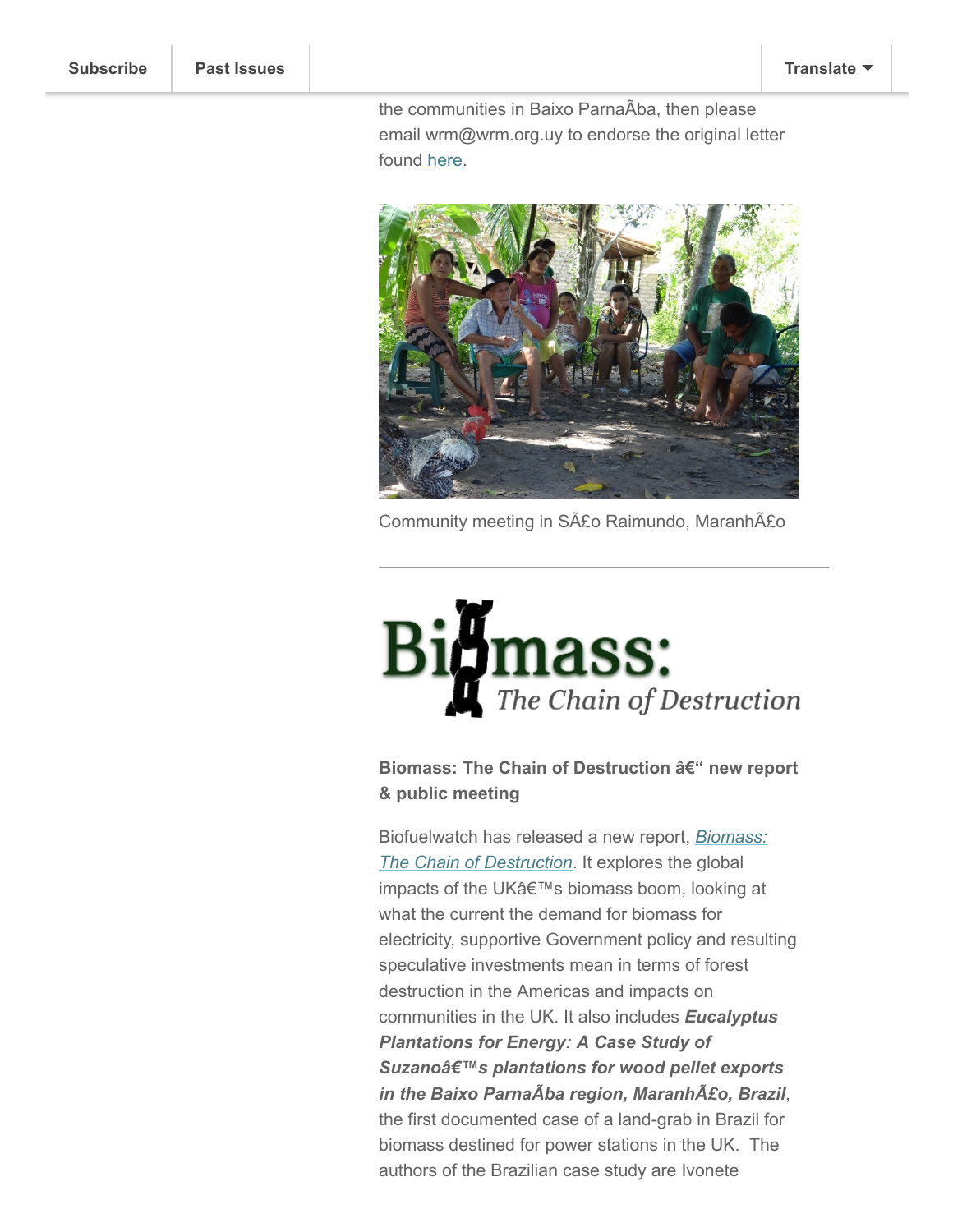the communities in Baixo ParnaÃba, then please email wrm@wrm.org.uy to endorse the original letter found here.

Community meeting in SÃ£o Raimundo, MaranhÃ£o

---

**Biomass: The Chain of Destruction â€“ new report & public meeting**

Biofuelwatch has released a new report, *Biomass: The Chain of Destruction*. It explores the global impacts of the UKâ€™s biomass boom, looking at what the current the demand for biomass for electricity, supportive Government policy and resulting speculative investments mean in terms of forest destruction in the Americas and impacts on communities in the UK. It also includes ***Eucalyptus Plantations for Energy: A Case Study of Suzanoâ€™s plantations for wood pellet exports in the Baixo ParnaÃba region, MaranhÃ£o, Brazil***, the first documented case of a land-grab in Brazil for biomass destined for power stations in the UK. The authors of the Brazilian case study are Ivonete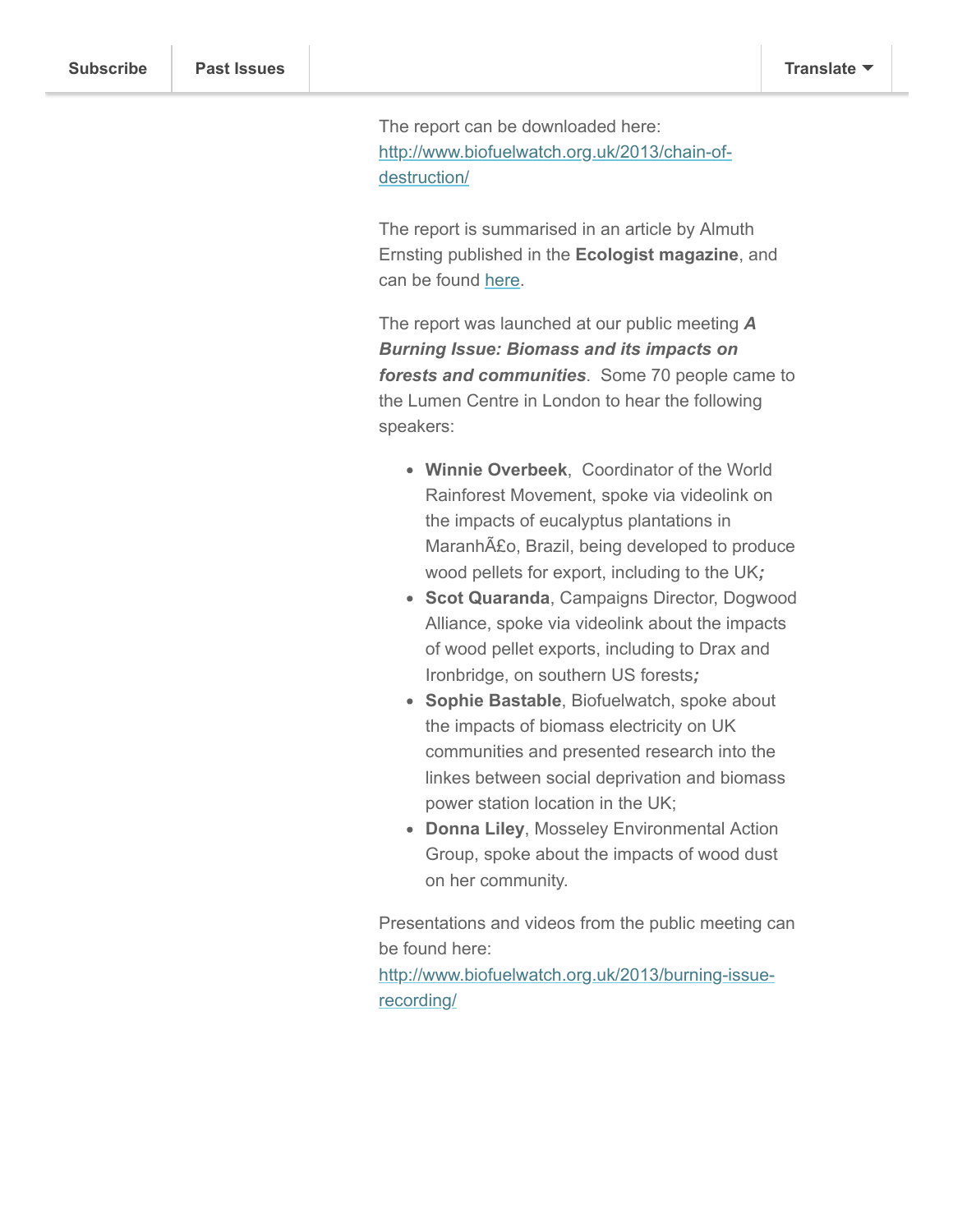The report can be downloaded here: http://www.biofuelwatch.org.uk/2013/chain-of-destruction/

The report is summarised in an article by Almuth Ernsting published in the **Ecologist magazine**, and can be found here.

The report was launched at our public meeting ***A Burning Issue: Biomass and its impacts on forests and communities***. Some 70 people came to the Lumen Centre in London to hear the following speakers:

- **Winnie Overbeek**, Coordinator of the World Rainforest Movement, spoke via videolink on the impacts of eucalyptus plantations in MaranhÃ£o, Brazil, being developed to produce wood pellets for export, including to the UK***;***
- **Scot Quaranda**, Campaigns Director, Dogwood Alliance, spoke via videolink about the impacts of wood pellet exports, including to Drax and Ironbridge, on southern US forests***;***
- **Sophie Bastable**, Biofuelwatch, spoke about the impacts of biomass electricity on UK communities and presented research into the linkes between social deprivation and biomass power station location in the UK;
- **Donna Liley**, Mosseley Environmental Action Group, spoke about the impacts of wood dust on her community.

Presentations and videos from the public meeting can be found here: http://www.biofuelwatch.org.uk/2013/burning-issue-recording/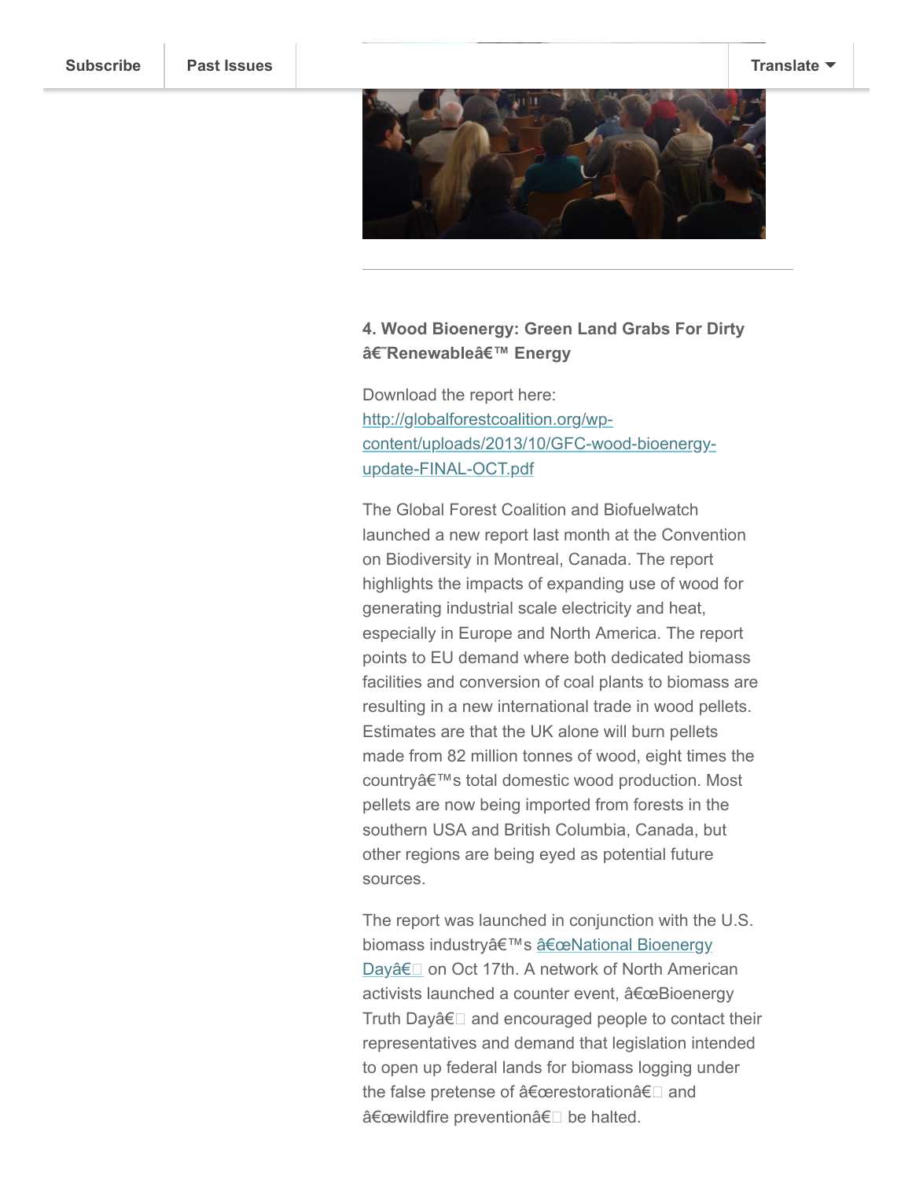## 4. Wood Bioenergy: Green Land Grabs For Dirty â€˜Renewableâ€™ Energy

Download the report here: [http://globalforestcoalition.org/wp-content/uploads/2013/10/GFC-wood-bioenergy-update-FINAL-OCT.pdf](http://globalforestcoalition.org/wp-content/uploads/2013/10/GFC-wood-bioenergy-update-FINAL-OCT.pdf)

The Global Forest Coalition and Biofuelwatch launched a new report last month at the Convention on Biodiversity in Montreal, Canada. The report highlights the impacts of expanding use of wood for generating industrial scale electricity and heat, especially in Europe and North America. The report points to EU demand where both dedicated biomass facilities and conversion of coal plants to biomass are resulting in a new international trade in wood pellets. Estimates are that the UK alone will burn pellets made from 82 million tonnes of wood, eight times the countryâ€™s total domestic wood production. Most pellets are now being imported from forests in the southern USA and British Columbia, Canada, but other regions are being eyed as potential future sources.

The report was launched in conjunction with the U.S. biomass industryâ€™s â€œNational Bioenergy Dayâ€ on Oct 17th. A network of North American activists launched a counter event, â€œBioenergy Truth Dayâ€ and encouraged people to contact their representatives and demand that legislation intended to open up federal lands for biomass logging under the false pretense of â€œrestorationâ€ and â€œwildfire preventionâ€ be halted.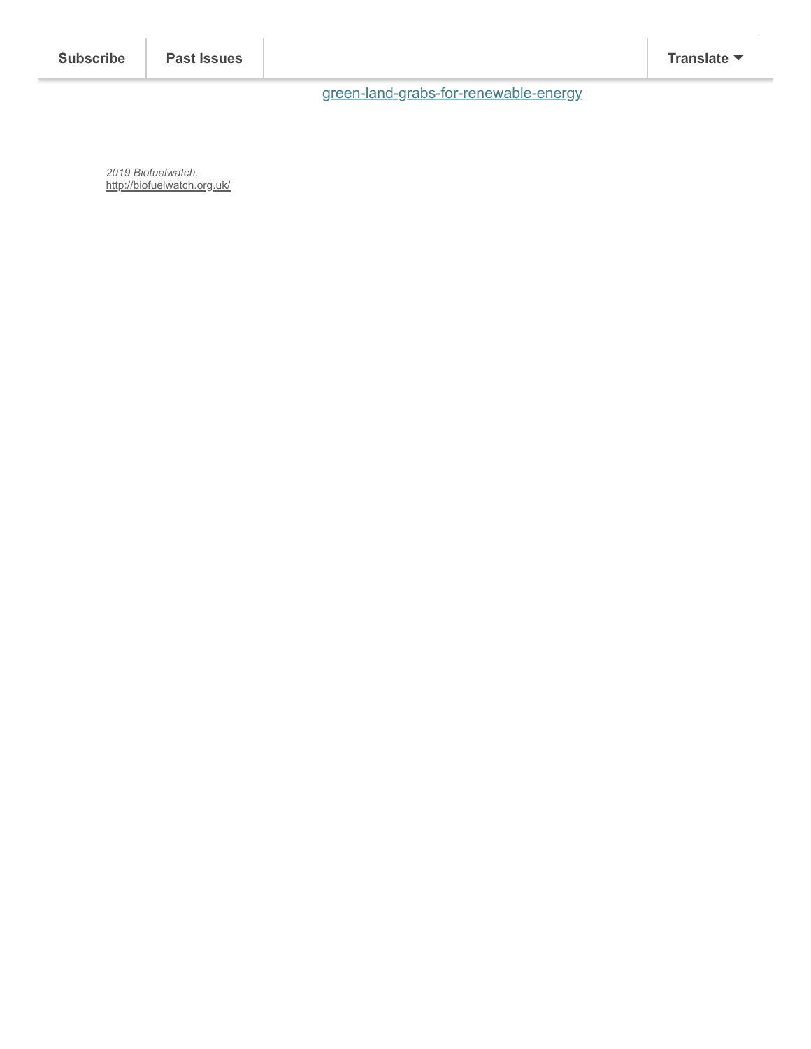green-land-grabs-for-renewable-energy

*2019 Biofuelwatch,*
http://biofuelwatch.org.uk/